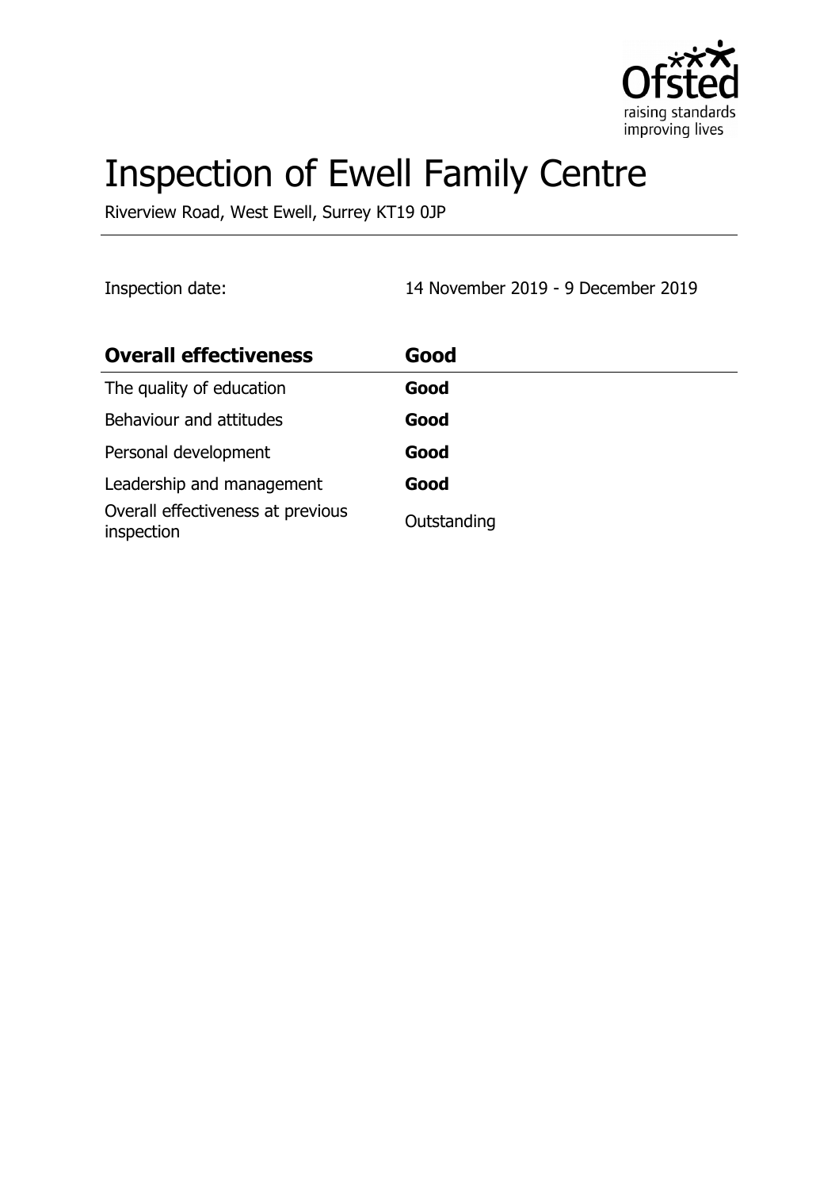# Inspection of Ewell Family Centre

Riverview Road, West Ewell, Surrey KT19 0JP

Inspection date: 14 November 2019 - 9 December 2019

| **Overall effectiveness** | **Good** |
| --- | --- |
| The quality of education | **Good** |
| Behaviour and attitudes | **Good** |
| Personal development | **Good** |
| Leadership and management | **Good** |
| Overall effectiveness at previous inspection | Outstanding |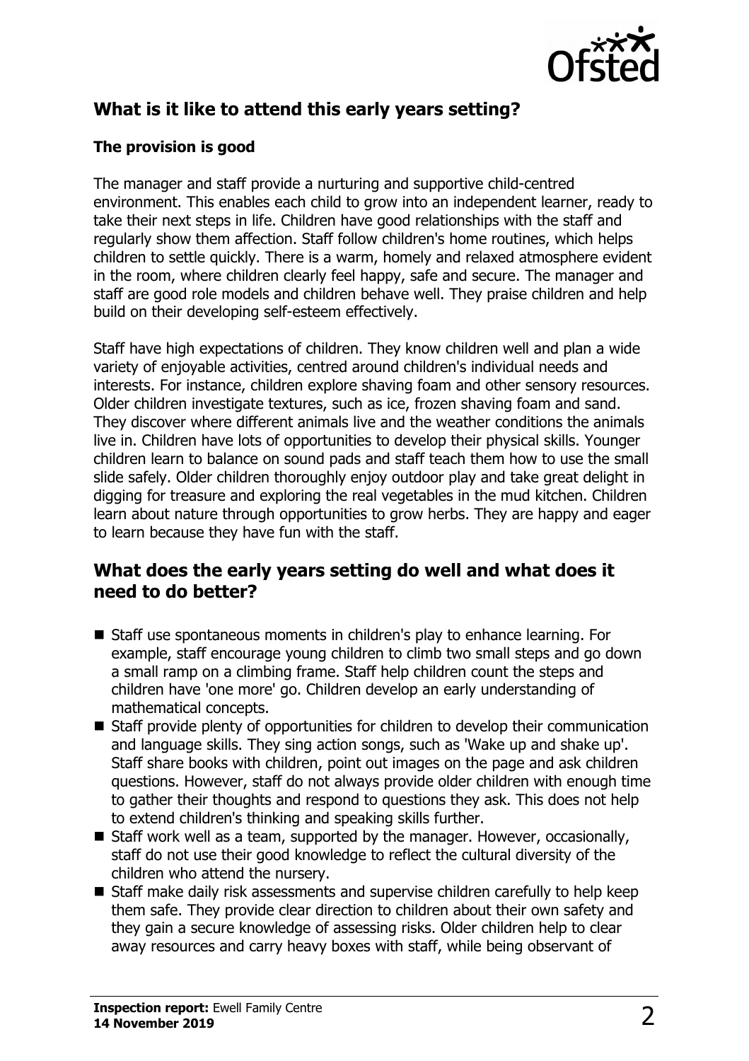## What is it like to attend this early years setting?

### The provision is good

The manager and staff provide a nurturing and supportive child-centred environment. This enables each child to grow into an independent learner, ready to take their next steps in life. Children have good relationships with the staff and regularly show them affection. Staff follow children's home routines, which helps children to settle quickly. There is a warm, homely and relaxed atmosphere evident in the room, where children clearly feel happy, safe and secure. The manager and staff are good role models and children behave well. They praise children and help build on their developing self-esteem effectively.

Staff have high expectations of children. They know children well and plan a wide variety of enjoyable activities, centred around children's individual needs and interests. For instance, children explore shaving foam and other sensory resources. Older children investigate textures, such as ice, frozen shaving foam and sand. They discover where different animals live and the weather conditions the animals live in. Children have lots of opportunities to develop their physical skills. Younger children learn to balance on sound pads and staff teach them how to use the small slide safely. Older children thoroughly enjoy outdoor play and take great delight in digging for treasure and exploring the real vegetables in the mud kitchen. Children learn about nature through opportunities to grow herbs. They are happy and eager to learn because they have fun with the staff.

## What does the early years setting do well and what does it need to do better?

- Staff use spontaneous moments in children's play to enhance learning. For example, staff encourage young children to climb two small steps and go down a small ramp on a climbing frame. Staff help children count the steps and children have 'one more' go. Children develop an early understanding of mathematical concepts.
- Staff provide plenty of opportunities for children to develop their communication and language skills. They sing action songs, such as 'Wake up and shake up'. Staff share books with children, point out images on the page and ask children questions. However, staff do not always provide older children with enough time to gather their thoughts and respond to questions they ask. This does not help to extend children's thinking and speaking skills further.
- Staff work well as a team, supported by the manager. However, occasionally, staff do not use their good knowledge to reflect the cultural diversity of the children who attend the nursery.
- Staff make daily risk assessments and supervise children carefully to help keep them safe. They provide clear direction to children about their own safety and they gain a secure knowledge of assessing risks. Older children help to clear away resources and carry heavy boxes with staff, while being observant of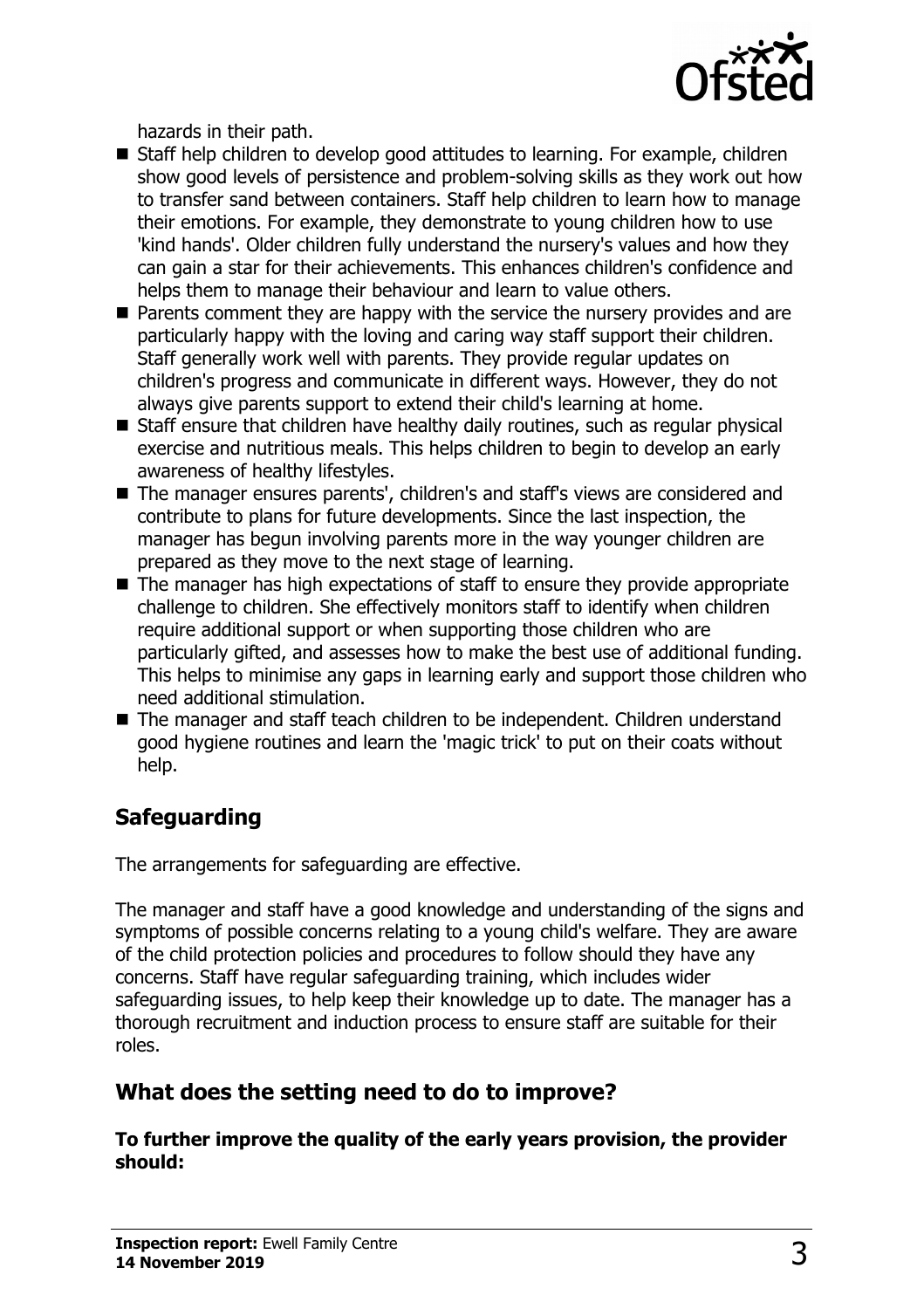hazards in their path.

- Staff help children to develop good attitudes to learning. For example, children show good levels of persistence and problem-solving skills as they work out how to transfer sand between containers. Staff help children to learn how to manage their emotions. For example, they demonstrate to young children how to use 'kind hands'. Older children fully understand the nursery's values and how they can gain a star for their achievements. This enhances children's confidence and helps them to manage their behaviour and learn to value others.
- Parents comment they are happy with the service the nursery provides and are particularly happy with the loving and caring way staff support their children. Staff generally work well with parents. They provide regular updates on children's progress and communicate in different ways. However, they do not always give parents support to extend their child's learning at home.
- Staff ensure that children have healthy daily routines, such as regular physical exercise and nutritious meals. This helps children to begin to develop an early awareness of healthy lifestyles.
- The manager ensures parents', children's and staff's views are considered and contribute to plans for future developments. Since the last inspection, the manager has begun involving parents more in the way younger children are prepared as they move to the next stage of learning.
- The manager has high expectations of staff to ensure they provide appropriate challenge to children. She effectively monitors staff to identify when children require additional support or when supporting those children who are particularly gifted, and assesses how to make the best use of additional funding. This helps to minimise any gaps in learning early and support those children who need additional stimulation.
- The manager and staff teach children to be independent. Children understand good hygiene routines and learn the 'magic trick' to put on their coats without help.

## Safeguarding

The arrangements for safeguarding are effective.

The manager and staff have a good knowledge and understanding of the signs and symptoms of possible concerns relating to a young child's welfare. They are aware of the child protection policies and procedures to follow should they have any concerns. Staff have regular safeguarding training, which includes wider safeguarding issues, to help keep their knowledge up to date. The manager has a thorough recruitment and induction process to ensure staff are suitable for their roles.

## What does the setting need to do to improve?

**To further improve the quality of the early years provision, the provider should:**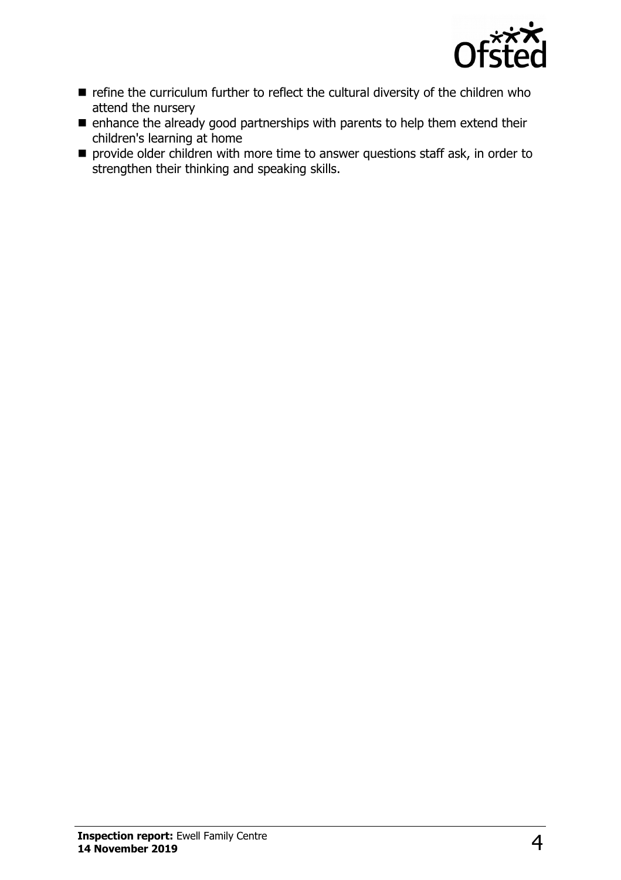- refine the curriculum further to reflect the cultural diversity of the children who attend the nursery
- enhance the already good partnerships with parents to help them extend their children's learning at home
- provide older children with more time to answer questions staff ask, in order to strengthen their thinking and speaking skills.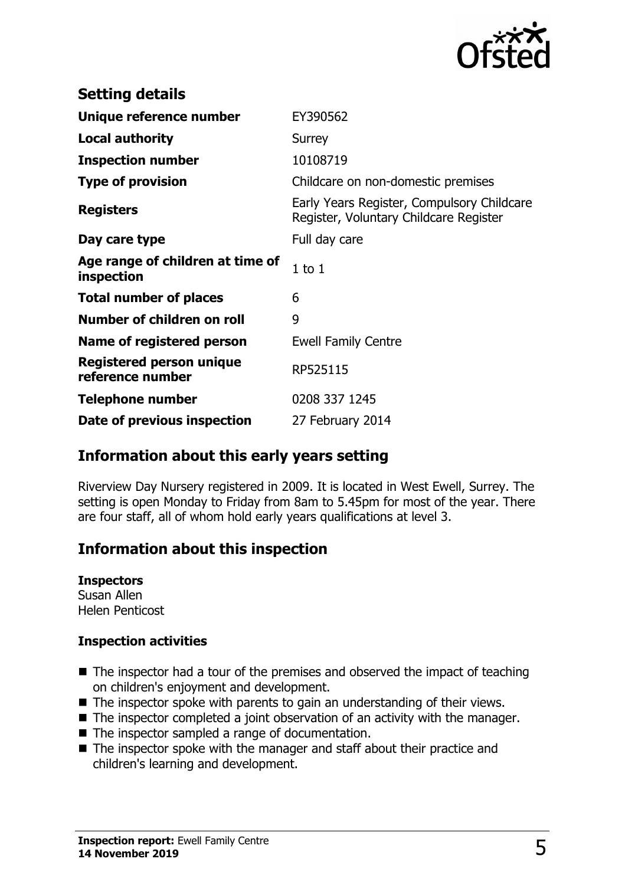## Setting details

| | |
|---|---|
| **Unique reference number** | EY390562 |
| **Local authority** | Surrey |
| **Inspection number** | 10108719 |
| **Type of provision** | Childcare on non-domestic premises |
| **Registers** | Early Years Register, Compulsory Childcare Register, Voluntary Childcare Register |
| **Day care type** | Full day care |
| **Age range of children at time of inspection** | 1 to 1 |
| **Total number of places** | 6 |
| **Number of children on roll** | 9 |
| **Name of registered person** | Ewell Family Centre |
| **Registered person unique reference number** | RP525115 |
| **Telephone number** | 0208 337 1245 |
| **Date of previous inspection** | 27 February 2014 |

## Information about this early years setting

Riverview Day Nursery registered in 2009. It is located in West Ewell, Surrey. The setting is open Monday to Friday from 8am to 5.45pm for most of the year. There are four staff, all of whom hold early years qualifications at level 3.

## Information about this inspection

**Inspectors**
Susan Allen
Helen Penticost

**Inspection activities**

- The inspector had a tour of the premises and observed the impact of teaching on children's enjoyment and development.
- The inspector spoke with parents to gain an understanding of their views.
- The inspector completed a joint observation of an activity with the manager.
- The inspector sampled a range of documentation.
- The inspector spoke with the manager and staff about their practice and children's learning and development.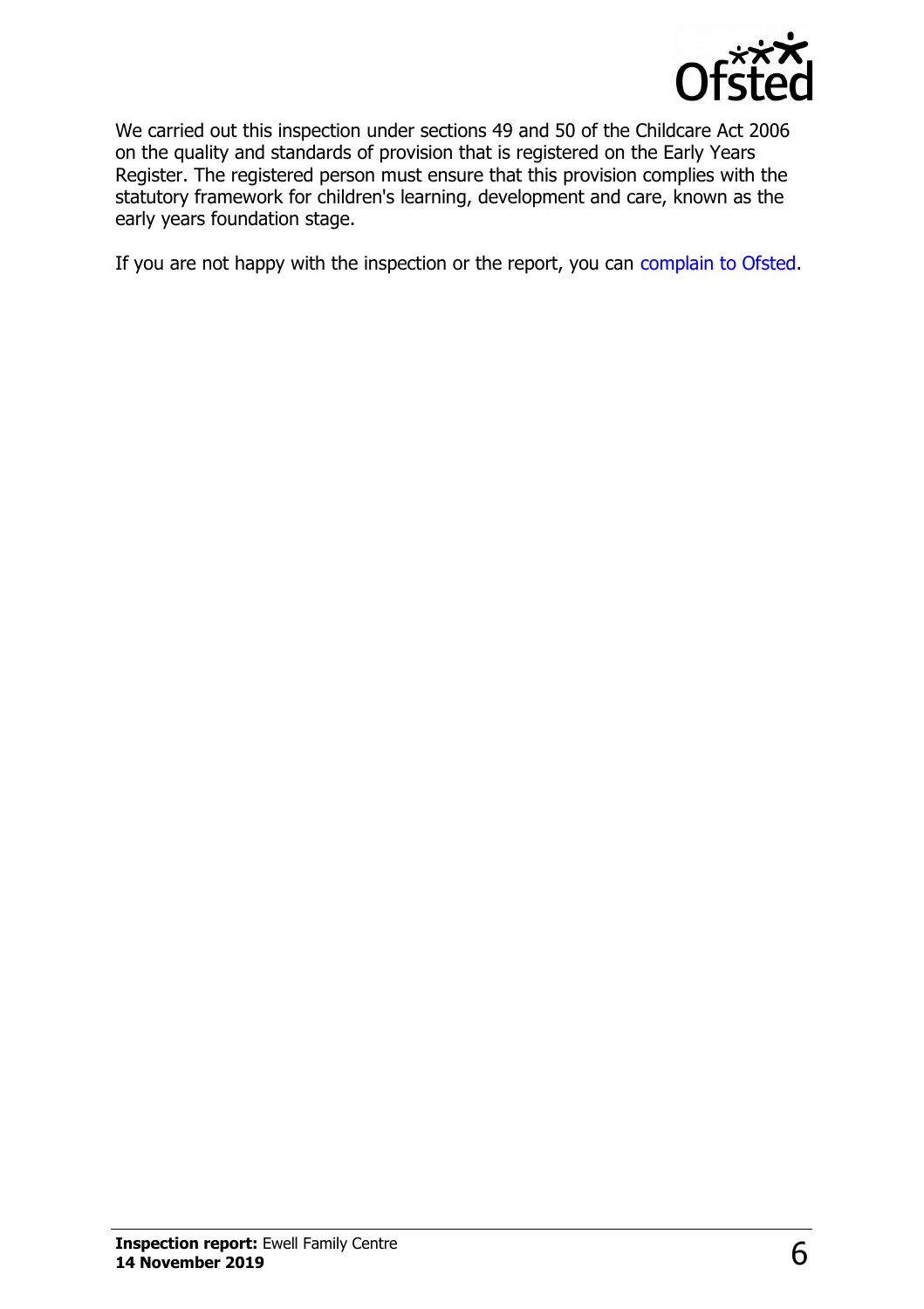We carried out this inspection under sections 49 and 50 of the Childcare Act 2006 on the quality and standards of provision that is registered on the Early Years Register. The registered person must ensure that this provision complies with the statutory framework for children's learning, development and care, known as the early years foundation stage.

If you are not happy with the inspection or the report, you can complain to Ofsted.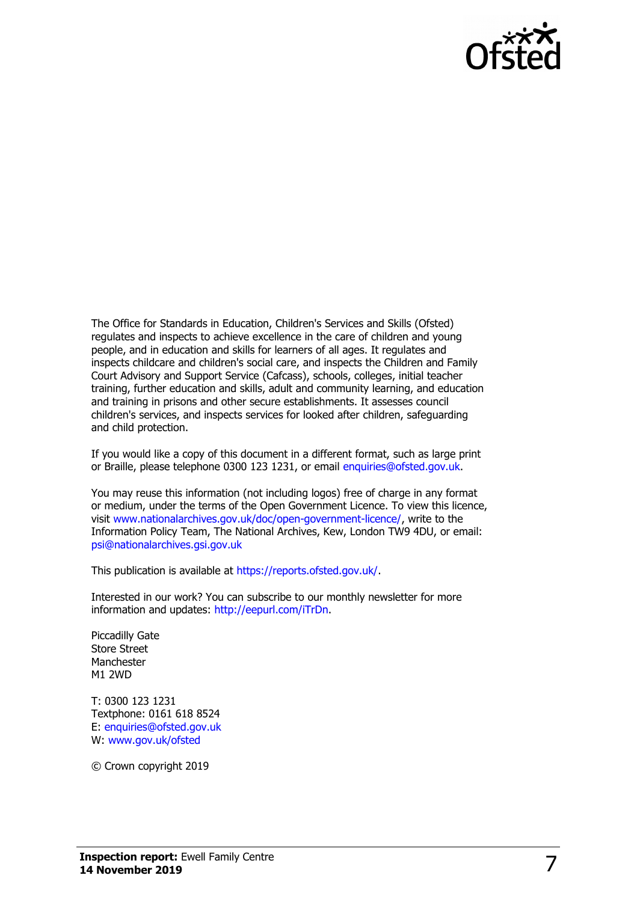The Office for Standards in Education, Children's Services and Skills (Ofsted) regulates and inspects to achieve excellence in the care of children and young people, and in education and skills for learners of all ages. It regulates and inspects childcare and children's social care, and inspects the Children and Family Court Advisory and Support Service (Cafcass), schools, colleges, initial teacher training, further education and skills, adult and community learning, and education and training in prisons and other secure establishments. It assesses council children's services, and inspects services for looked after children, safeguarding and child protection.

If you would like a copy of this document in a different format, such as large print or Braille, please telephone 0300 123 1231, or email enquiries@ofsted.gov.uk.

You may reuse this information (not including logos) free of charge in any format or medium, under the terms of the Open Government Licence. To view this licence, visit www.nationalarchives.gov.uk/doc/open-government-licence/, write to the Information Policy Team, The National Archives, Kew, London TW9 4DU, or email: psi@nationalarchives.gsi.gov.uk

This publication is available at https://reports.ofsted.gov.uk/.

Interested in our work? You can subscribe to our monthly newsletter for more information and updates: http://eepurl.com/iTrDn.

Piccadilly Gate  
Store Street  
Manchester  
M1 2WD

T: 0300 123 1231  
Textphone: 0161 618 8524  
E: enquiries@ofsted.gov.uk  
W: www.gov.uk/ofsted

© Crown copyright 2019